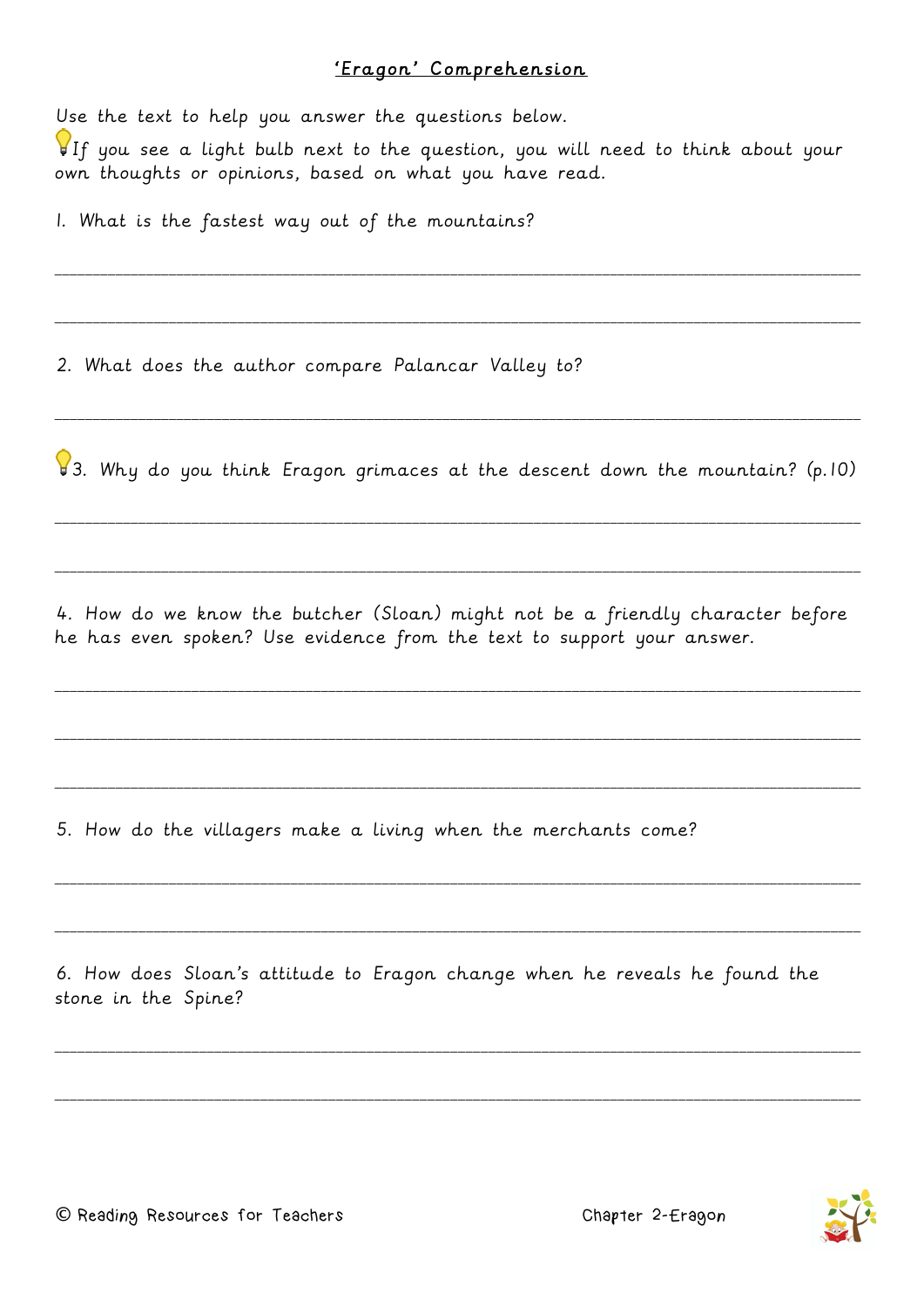# 'Eragon' Comprehension

Use the text to help you answer the questions below.

💡If you see a light bulb next to the question, you will need to think about your own thoughts or opinions, based on what you have read.

1. What is the fastest way out of the mountains?

_______________________________________________________________________________

_______________________________________________________________________________

2. What does the author compare Palancar Valley to?

_______________________________________________________________________________

💡3. Why do you think Eragon grimaces at the descent down the mountain? (p.10)

_______________________________________________________________________________

_______________________________________________________________________________

4. How do we know the butcher (Sloan) might not be a friendly character before he has even spoken? Use evidence from the text to support your answer.

_______________________________________________________________________________

_______________________________________________________________________________

_______________________________________________________________________________

5. How do the villagers make a living when the merchants come?

_______________________________________________________________________________

_______________________________________________________________________________

6. How does Sloan's attitude to Eragon change when he reveals he found the stone in the Spine?

_______________________________________________________________________________

_______________________________________________________________________________

© Reading Resources for Teachers

Chapter 2-Eragon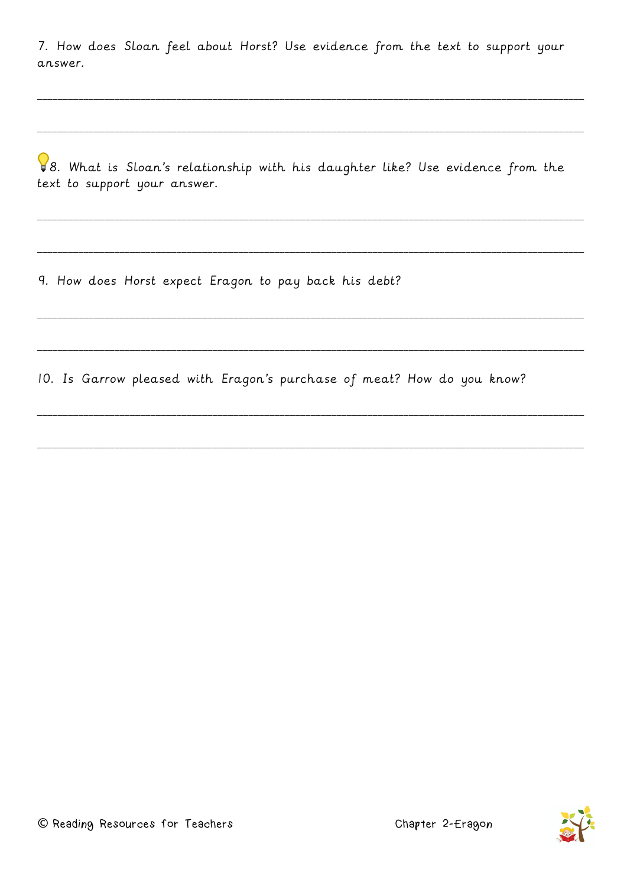7. How does Sloan feel about Horst? Use evidence from the text to support your answer.

\_\_\_\_\_\_\_\_\_\_\_\_\_\_\_\_\_\_\_\_\_\_\_\_\_\_\_\_\_\_\_\_\_\_\_\_\_\_\_\_\_\_\_\_\_\_\_\_\_\_\_\_\_\_\_\_\_\_\_\_\_\_\_\_\_\_\_\_\_\_

\_\_\_\_\_\_\_\_\_\_\_\_\_\_\_\_\_\_\_\_\_\_\_\_\_\_\_\_\_\_\_\_\_\_\_\_\_\_\_\_\_\_\_\_\_\_\_\_\_\_\_\_\_\_\_\_\_\_\_\_\_\_\_\_\_\_\_\_\_\_

8. What is Sloan's relationship with his daughter like? Use evidence from the text to support your answer.

\_\_\_\_\_\_\_\_\_\_\_\_\_\_\_\_\_\_\_\_\_\_\_\_\_\_\_\_\_\_\_\_\_\_\_\_\_\_\_\_\_\_\_\_\_\_\_\_\_\_\_\_\_\_\_\_\_\_\_\_\_\_\_\_\_\_\_\_\_\_

\_\_\_\_\_\_\_\_\_\_\_\_\_\_\_\_\_\_\_\_\_\_\_\_\_\_\_\_\_\_\_\_\_\_\_\_\_\_\_\_\_\_\_\_\_\_\_\_\_\_\_\_\_\_\_\_\_\_\_\_\_\_\_\_\_\_\_\_\_\_

9. How does Horst expect Eragon to pay back his debt?

\_\_\_\_\_\_\_\_\_\_\_\_\_\_\_\_\_\_\_\_\_\_\_\_\_\_\_\_\_\_\_\_\_\_\_\_\_\_\_\_\_\_\_\_\_\_\_\_\_\_\_\_\_\_\_\_\_\_\_\_\_\_\_\_\_\_\_\_\_\_

\_\_\_\_\_\_\_\_\_\_\_\_\_\_\_\_\_\_\_\_\_\_\_\_\_\_\_\_\_\_\_\_\_\_\_\_\_\_\_\_\_\_\_\_\_\_\_\_\_\_\_\_\_\_\_\_\_\_\_\_\_\_\_\_\_\_\_\_\_\_

10. Is Garrow pleased with Eragon's purchase of meat? How do you know?

\_\_\_\_\_\_\_\_\_\_\_\_\_\_\_\_\_\_\_\_\_\_\_\_\_\_\_\_\_\_\_\_\_\_\_\_\_\_\_\_\_\_\_\_\_\_\_\_\_\_\_\_\_\_\_\_\_\_\_\_\_\_\_\_\_\_\_\_\_\_

\_\_\_\_\_\_\_\_\_\_\_\_\_\_\_\_\_\_\_\_\_\_\_\_\_\_\_\_\_\_\_\_\_\_\_\_\_\_\_\_\_\_\_\_\_\_\_\_\_\_\_\_\_\_\_\_\_\_\_\_\_\_\_\_\_\_\_\_\_\_